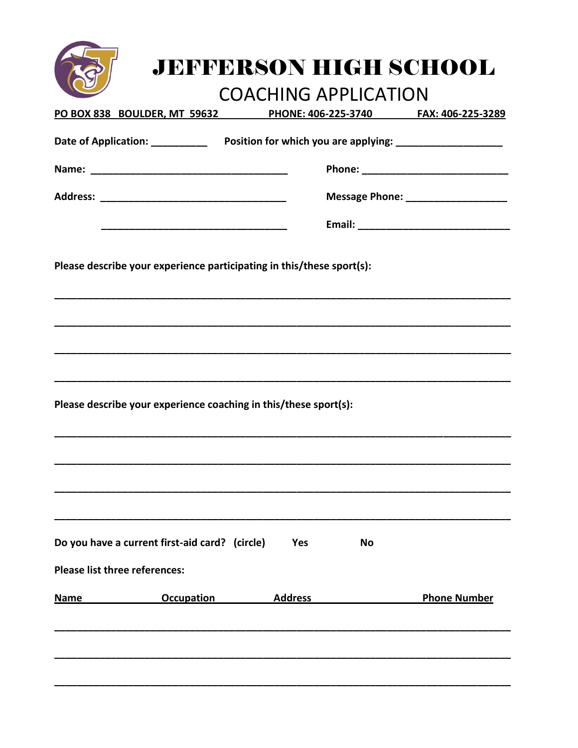# JEFFERSON HIGH SCHOOL

## COACHING APPLICATION

**PO BOX 838 BOULDER, MT 59632 PHONE: 406-225-3740 FAX: 406-225-3289**

**Date of Application:** __________ **Position for which you are applying:** ___________________

**Name:** __________________________________ **Phone:** _________________________

**Address:** ________________________________ **Message Phone:** _________________

________________________________ **Email:** ___________________________

**Please describe your experience participating in this/these sport(s):**

_______________________________________________________________________________

_______________________________________________________________________________

_______________________________________________________________________________

_______________________________________________________________________________

**Please describe your experience coaching in this/these sport(s):**

_______________________________________________________________________________

_______________________________________________________________________________

_______________________________________________________________________________

_______________________________________________________________________________

**Do you have a current first-aid card? (circle) Yes No**

**Please list three references:**

| Name | Occupation | Address | Phone Number |
|---|---|---|---|
| | | | |
| | | | |
| | | | |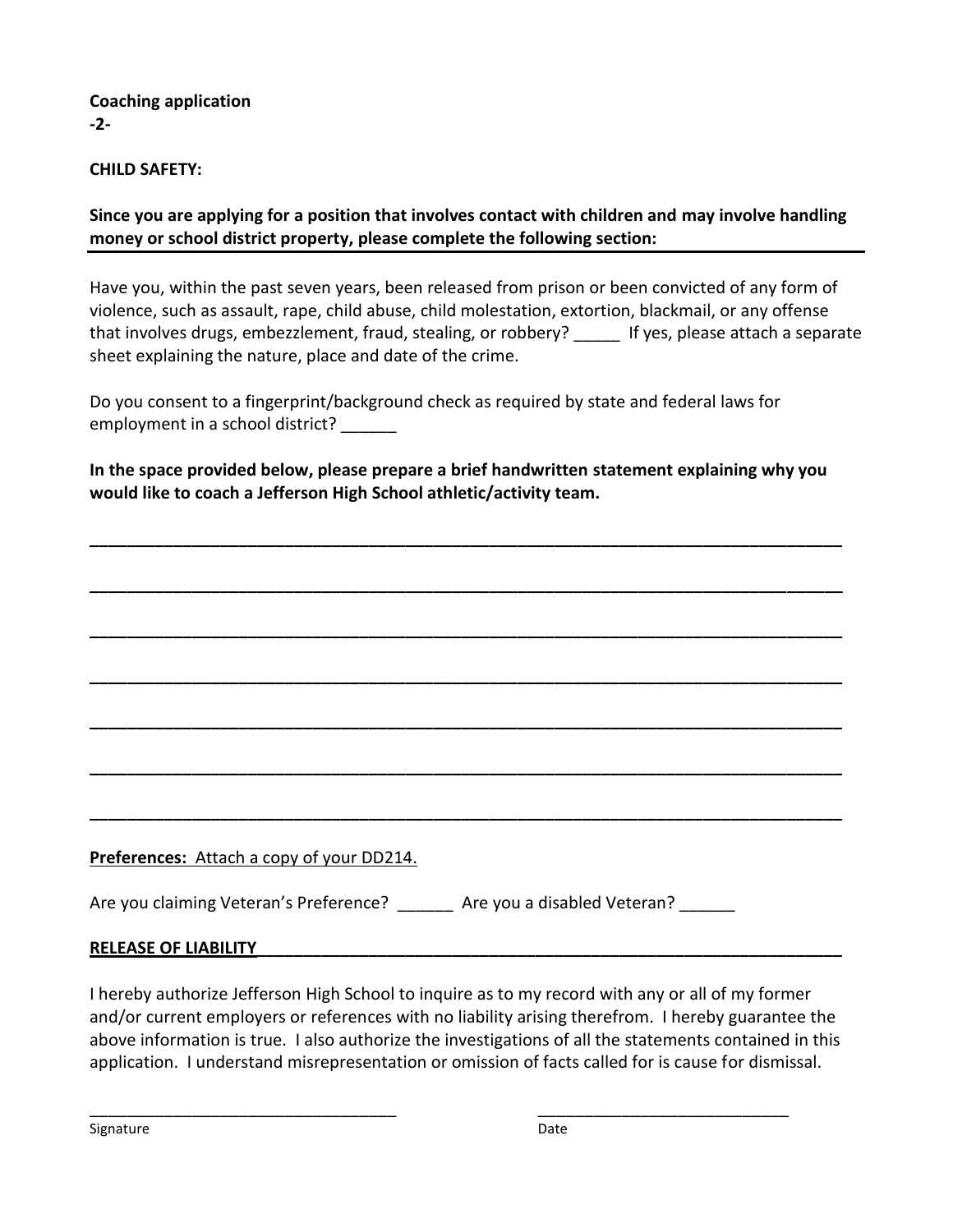**Coaching application**
**-2-**

**CHILD SAFETY:**

**Since you are applying for a position that involves contact with children and may involve handling money or school district property, please complete the following section:**

---

Have you, within the past seven years, been released from prison or been convicted of any form of violence, such as assault, rape, child abuse, child molestation, extortion, blackmail, or any offense that involves drugs, embezzlement, fraud, stealing, or robbery? _____ If yes, please attach a separate sheet explaining the nature, place and date of the crime.

Do you consent to a fingerprint/background check as required by state and federal laws for employment in a school district? ______

**In the space provided below, please prepare a brief handwritten statement explaining why you would like to coach a Jefferson High School athletic/activity team.**

______________________________________________________________________________

______________________________________________________________________________

______________________________________________________________________________

______________________________________________________________________________

______________________________________________________________________________

______________________________________________________________________________

______________________________________________________________________________

**Preferences:** Attach a copy of your DD214.

Are you claiming Veteran's Preference? ______ Are you a disabled Veteran? ______

**RELEASE OF LIABILITY**

I hereby authorize Jefferson High School to inquire as to my record with any or all of my former and/or current employers or references with no liability arising therefrom. I hereby guarantee the above information is true. I also authorize the investigations of all the statements contained in this application. I understand misrepresentation or omission of facts called for is cause for dismissal.

___________________________________ ____________________________
Signature Date